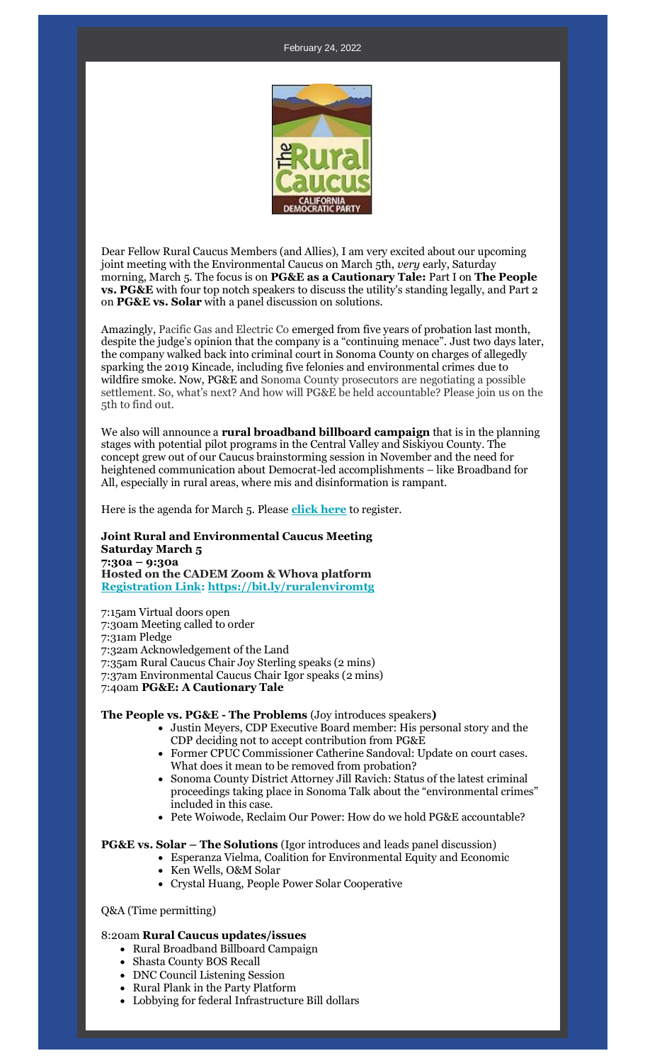February 24, 2022

Dear Fellow Rural Caucus Members (and Allies), I am very excited about our upcoming joint meeting with the Environmental Caucus on March 5th, *very* early, Saturday morning, March 5. The focus is on **PG&E as a Cautionary Tale:** Part I on **The People vs. PG&E** with four top notch speakers to discuss the utility's standing legally, and Part 2 on **PG&E vs. Solar** with a panel discussion on solutions.

Amazingly, Pacific Gas and Electric Co emerged from five years of probation last month, despite the judge's opinion that the company is a "continuing menace". Just two days later, the company walked back into criminal court in Sonoma County on charges of allegedly sparking the 2019 Kincade, including five felonies and environmental crimes due to wildfire smoke. Now, PG&E and Sonoma County prosecutors are negotiating a possible settlement. So, what's next? And how will PG&E be held accountable? Please join us on the 5th to find out.

We also will announce a **rural broadband billboard campaign** that is in the planning stages with potential pilot programs in the Central Valley and Siskiyou County. The concept grew out of our Caucus brainstorming session in November and the need for heightened communication about Democrat-led accomplishments – like Broadband for All, especially in rural areas, where mis and disinformation is rampant.

Here is the agenda for March 5. Please **click here** to register.

**Joint Rural and Environmental Caucus Meeting**
**Saturday March 5**
**7:30a – 9:30a**
**Hosted on the CADEM Zoom & Whova platform**
**Registration Link: https://bit.ly/ruralenviromtg**

7:15am Virtual doors open
7:30am Meeting called to order
7:31am Pledge
7:32am Acknowledgement of the Land
7:35am Rural Caucus Chair Joy Sterling speaks (2 mins)
7:37am Environmental Caucus Chair Igor speaks (2 mins)
7:40am **PG&E: A Cautionary Tale**

**The People vs. PG&E - The Problems** (Joy introduces speakers**)**

- Justin Meyers, CDP Executive Board member: His personal story and the CDP deciding not to accept contribution from PG&E
- Former CPUC Commissioner Catherine Sandoval: Update on court cases. What does it mean to be removed from probation?
- Sonoma County District Attorney Jill Ravich: Status of the latest criminal proceedings taking place in Sonoma Talk about the "environmental crimes" included in this case.
- Pete Woiwode, Reclaim Our Power: How do we hold PG&E accountable?

**PG&E vs. Solar – The Solutions** (Igor introduces and leads panel discussion)

- Esperanza Vielma, Coalition for Environmental Equity and Economic
- Ken Wells, O&M Solar
- Crystal Huang, People Power Solar Cooperative

Q&A (Time permitting)

8:20am **Rural Caucus updates/issues**

- Rural Broadband Billboard Campaign
- Shasta County BOS Recall
- DNC Council Listening Session
- Rural Plank in the Party Platform
- Lobbying for federal Infrastructure Bill dollars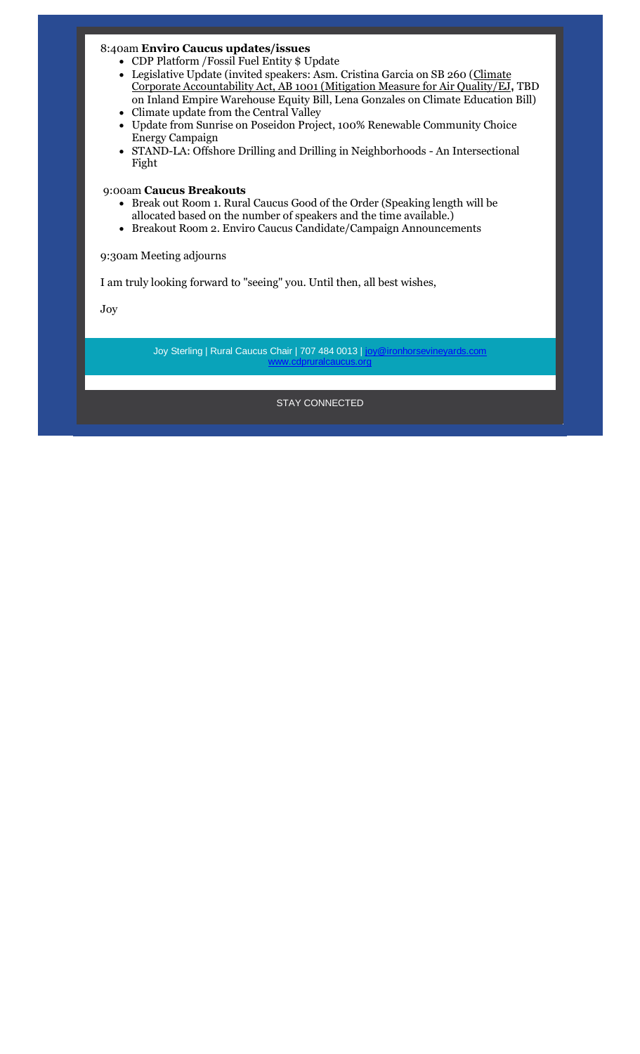8:40am **Enviro Caucus updates/issues**

- CDP Platform /Fossil Fuel Entity $ Update
- Legislative Update (invited speakers: Asm. Cristina Garcia on SB 260 (Climate Corporate Accountability Act, AB 1001 (Mitigation Measure for Air Quality/EJ, TBD on Inland Empire Warehouse Equity Bill, Lena Gonzales on Climate Education Bill)
- Climate update from the Central Valley
- Update from Sunrise on Poseidon Project, 100% Renewable Community Choice Energy Campaign
- STAND-LA: Offshore Drilling and Drilling in Neighborhoods - An Intersectional Fight

9:00am **Caucus Breakouts**

- Break out Room 1. Rural Caucus Good of the Order (Speaking length will be allocated based on the number of speakers and the time available.)
- Breakout Room 2. Enviro Caucus Candidate/Campaign Announcements

9:30am Meeting adjourns

I am truly looking forward to "seeing" you. Until then, all best wishes,

Joy

Joy Sterling | Rural Caucus Chair | 707 484 0013 | joy@ironhorsevineyards.com
www.cdpruralcaucus.org

STAY CONNECTED